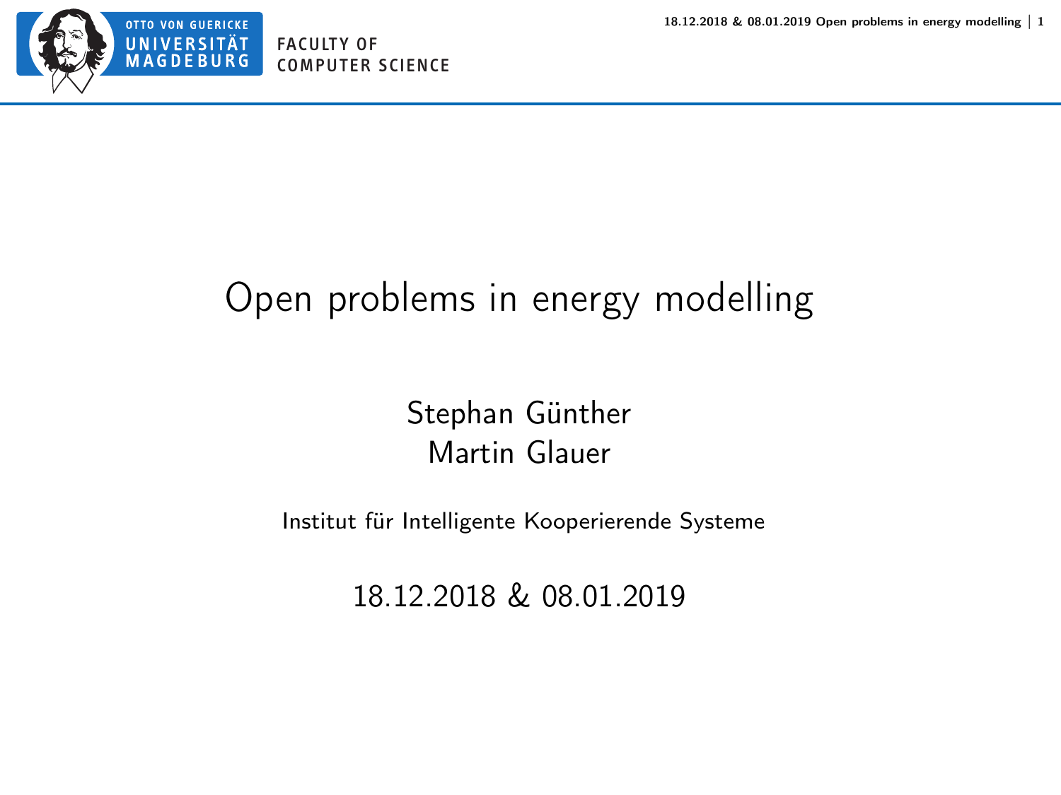OTTO VON GUERICKE
UNIVERSITÄT
MAGDEBURG

FACULTY OF
COMPUTER SCIENCE

# Open problems in energy modelling

Stephan Günther
Martin Glauer

Institut für Intelligente Kooperierende Systeme

18.12.2018 & 08.01.2019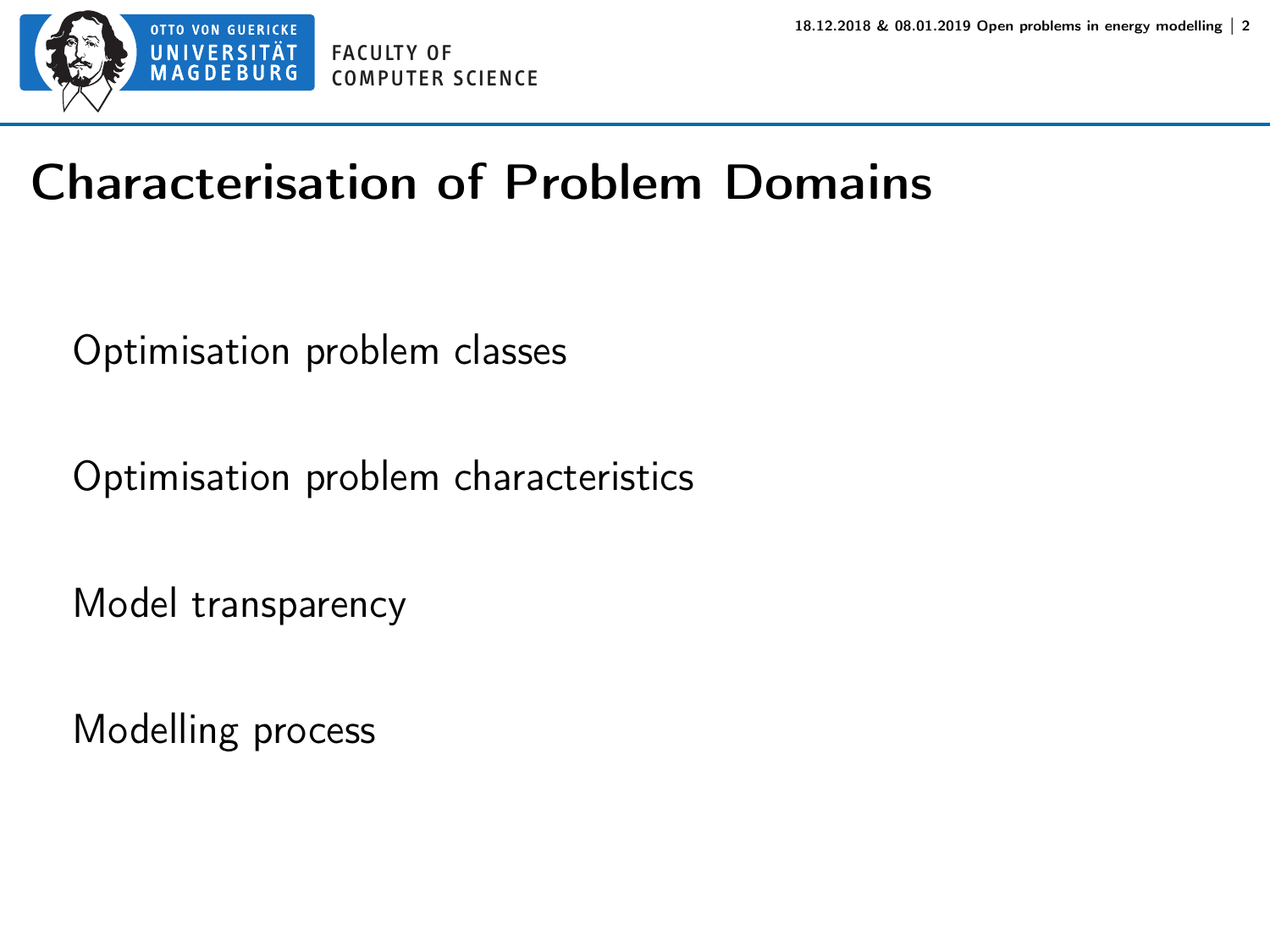# Characterisation of Problem Domains

Optimisation problem classes

Optimisation problem characteristics

Model transparency

Modelling process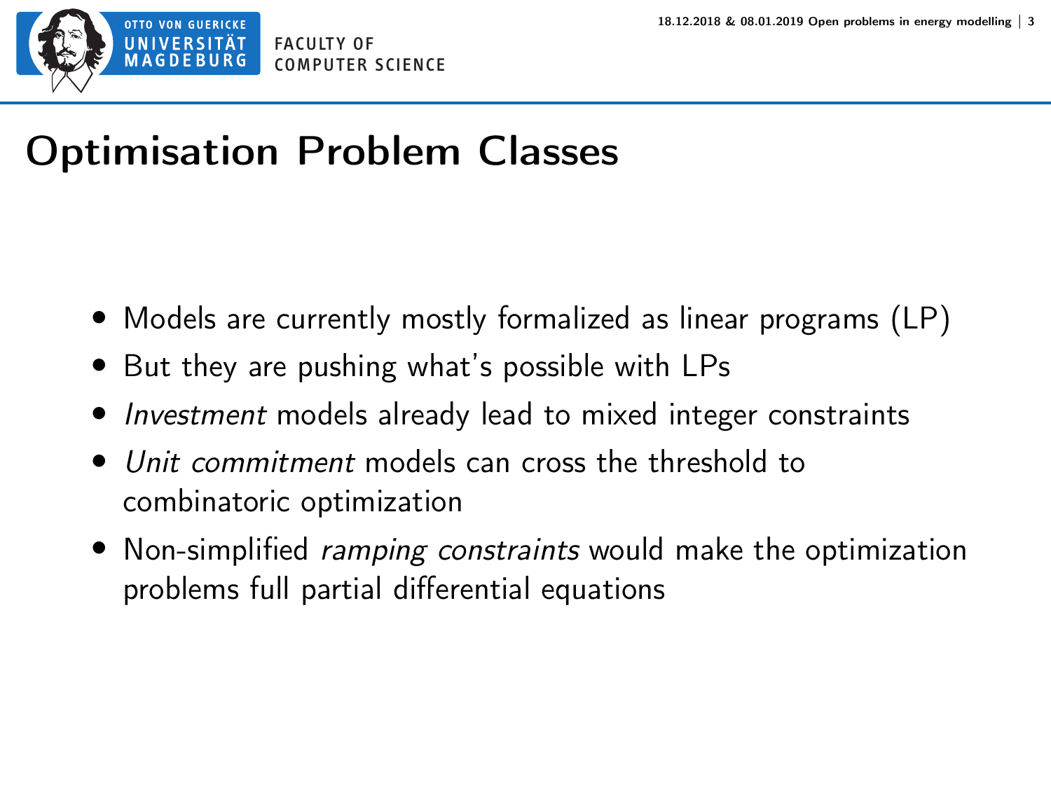# Optimisation Problem Classes

- Models are currently mostly formalized as linear programs (LP)
- But they are pushing what's possible with LPs
- *Investment* models already lead to mixed integer constraints
- *Unit commitment* models can cross the threshold to combinatoric optimization
- Non-simplified *ramping constraints* would make the optimization problems full partial differential equations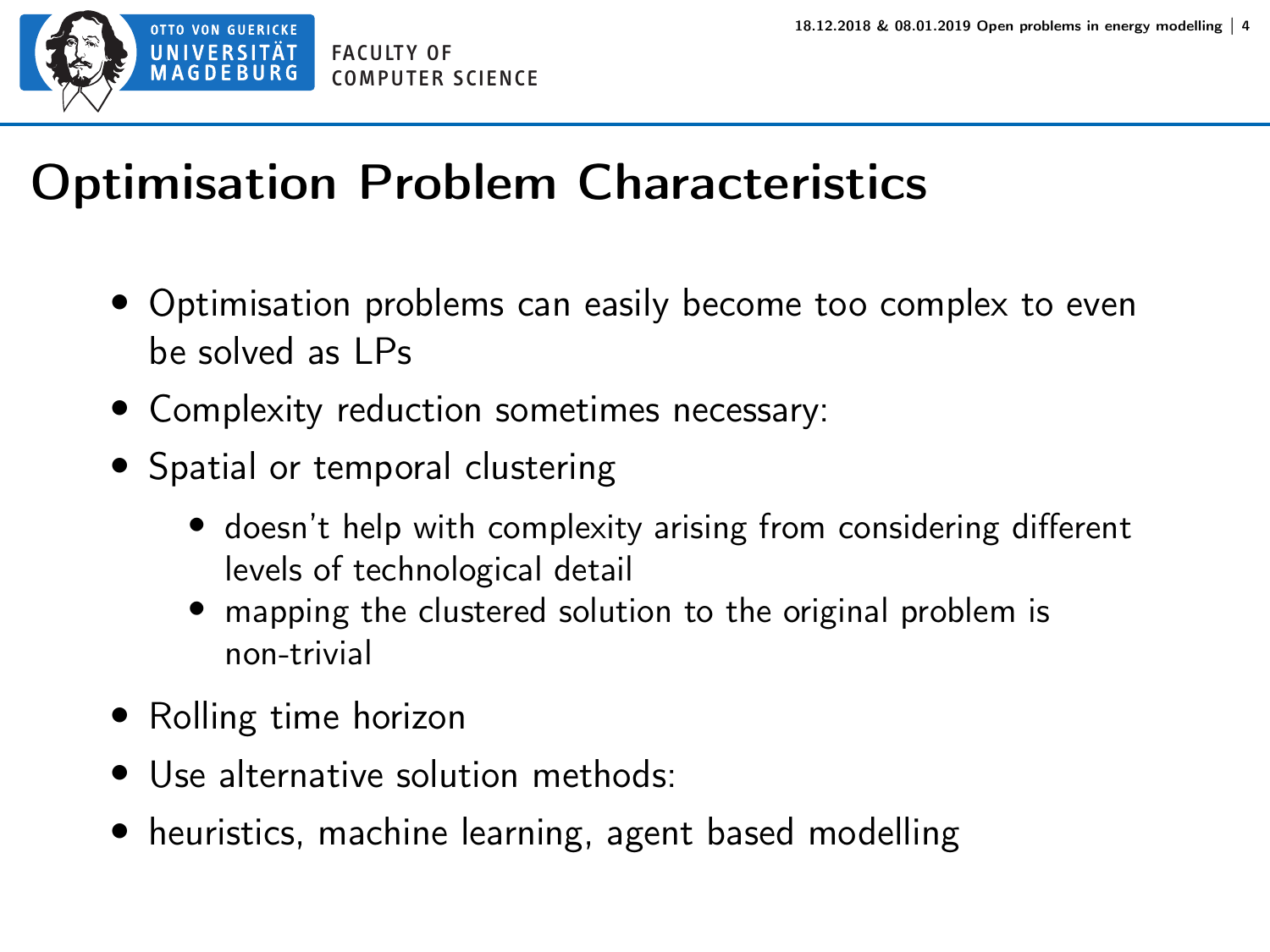# Optimisation Problem Characteristics

- Optimisation problems can easily become too complex to even be solved as LPs
- Complexity reduction sometimes necessary:
- Spatial or temporal clustering
  - doesn't help with complexity arising from considering different levels of technological detail
  - mapping the clustered solution to the original problem is non-trivial
- Rolling time horizon
- Use alternative solution methods:
- heuristics, machine learning, agent based modelling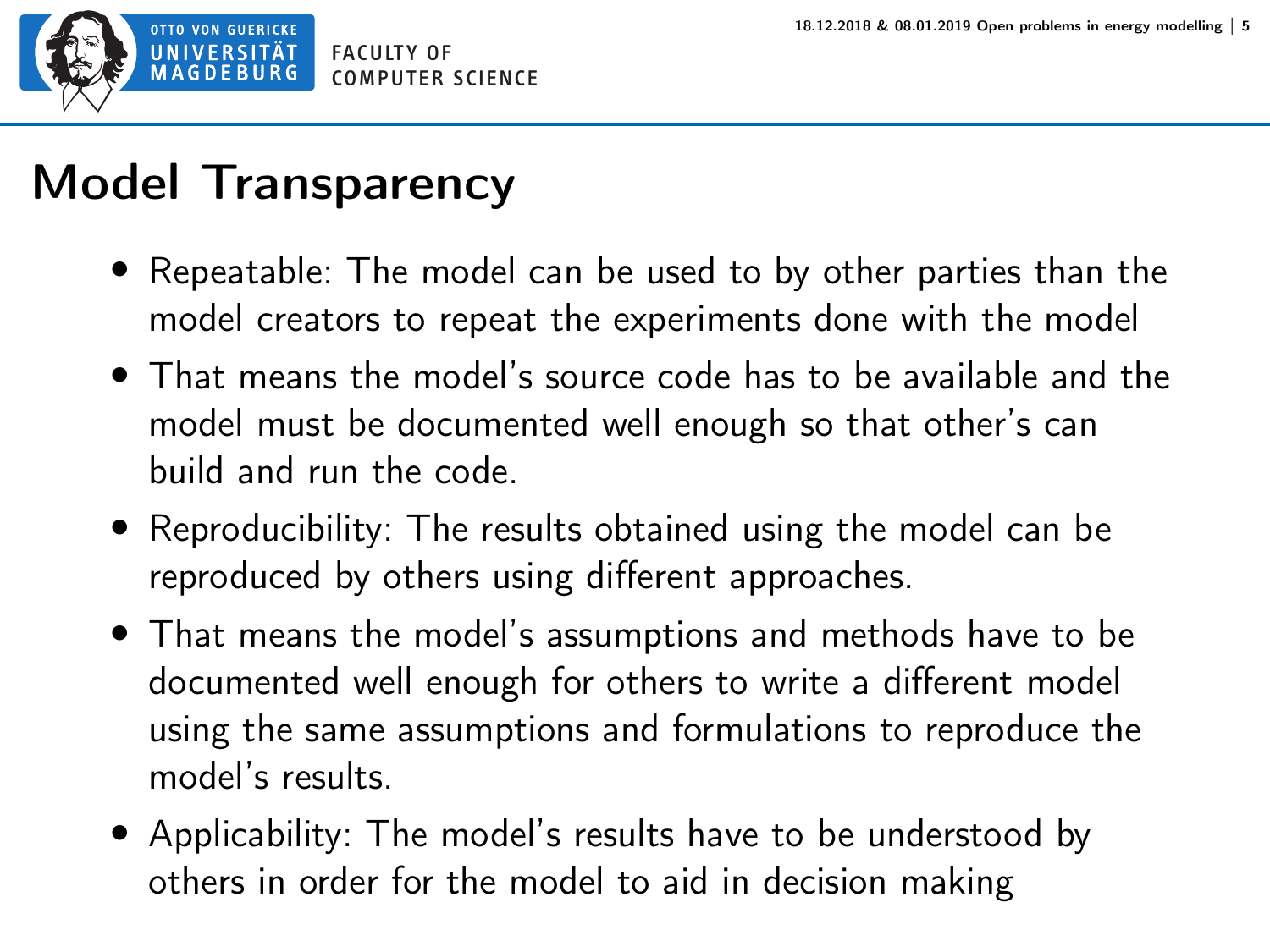# Model Transparency

- Repeatable: The model can be used to by other parties than the model creators to repeat the experiments done with the model
- That means the model's source code has to be available and the model must be documented well enough so that other's can build and run the code.
- Reproducibility: The results obtained using the model can be reproduced by others using different approaches.
- That means the model's assumptions and methods have to be documented well enough for others to write a different model using the same assumptions and formulations to reproduce the model's results.
- Applicability: The model's results have to be understood by others in order for the model to aid in decision making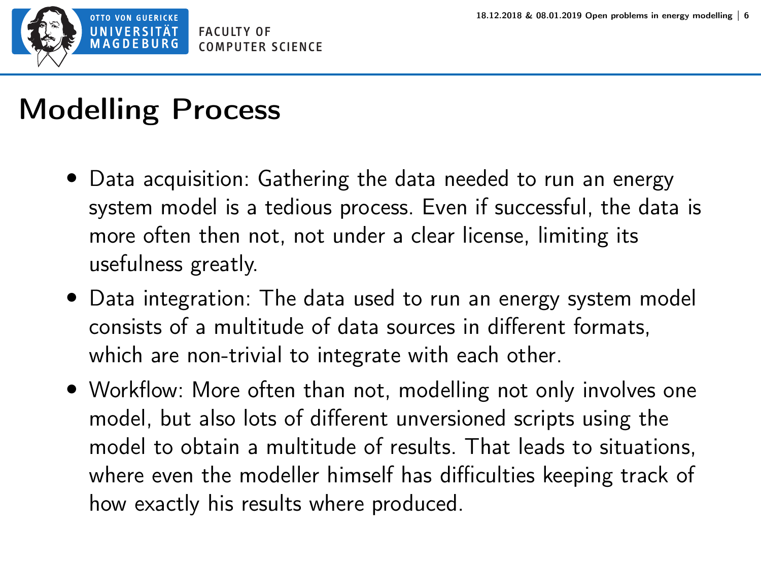# Modelling Process

- Data acquisition: Gathering the data needed to run an energy system model is a tedious process. Even if successful, the data is more often then not, not under a clear license, limiting its usefulness greatly.
- Data integration: The data used to run an energy system model consists of a multitude of data sources in different formats, which are non-trivial to integrate with each other.
- Workflow: More often than not, modelling not only involves one model, but also lots of different unversioned scripts using the model to obtain a multitude of results. That leads to situations, where even the modeller himself has difficulties keeping track of how exactly his results where produced.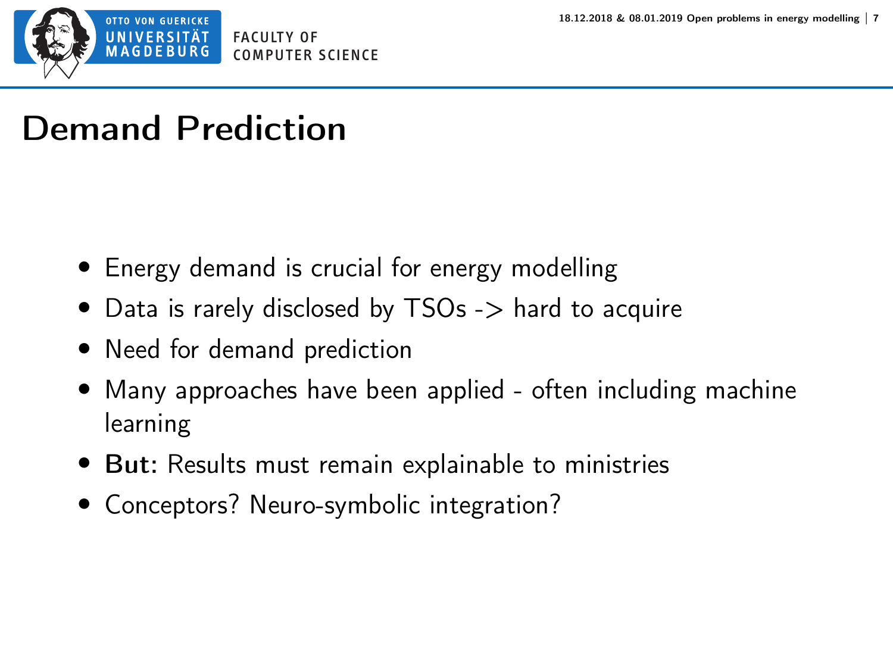# Demand Prediction

- Energy demand is crucial for energy modelling
- Data is rarely disclosed by TSOs -> hard to acquire
- Need for demand prediction
- Many approaches have been applied - often including machine learning
- **But:** Results must remain explainable to ministries
- Conceptors? Neuro-symbolic integration?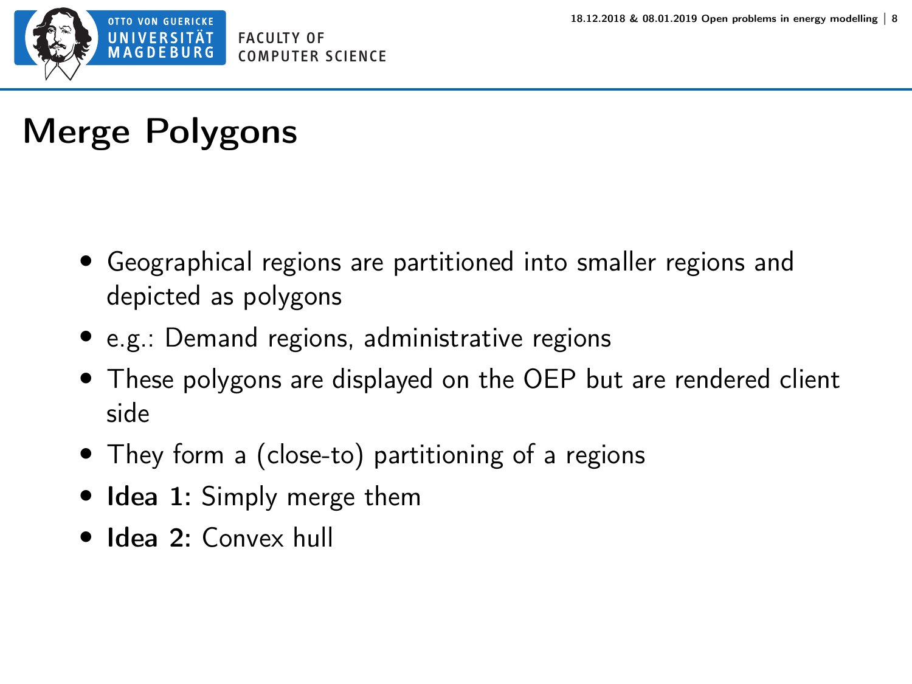# Merge Polygons

- Geographical regions are partitioned into smaller regions and depicted as polygons
- e.g.: Demand regions, administrative regions
- These polygons are displayed on the OEP but are rendered client side
- They form a (close-to) partitioning of a regions
- **Idea 1:** Simply merge them
- **Idea 2:** Convex hull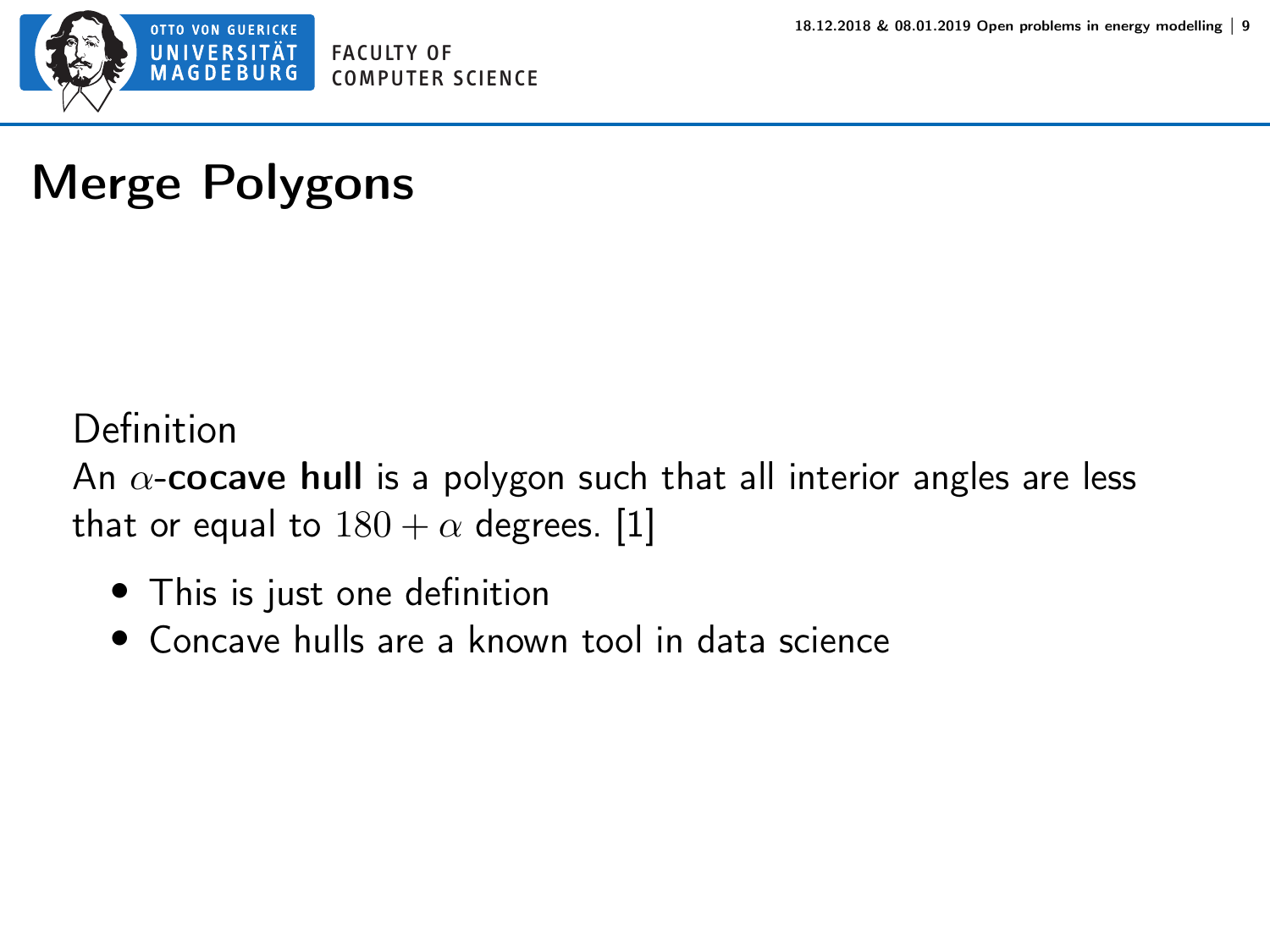# Merge Polygons

Definition

An $\alpha$-**cocave hull** is a polygon such that all interior angles are less that or equal to $180 + \alpha$ degrees. [1]

- This is just one definition
- Concave hulls are a known tool in data science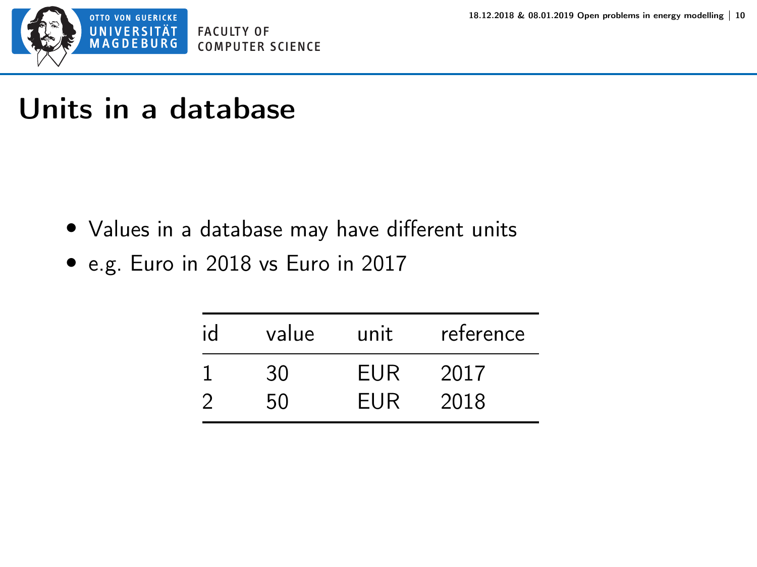# Units in a database

- Values in a database may have different units
- e.g. Euro in 2018 vs Euro in 2017

| id | value | unit | reference |
|---|---|---|---|
| 1 | 30 | EUR | 2017 |
| 2 | 50 | EUR | 2018 |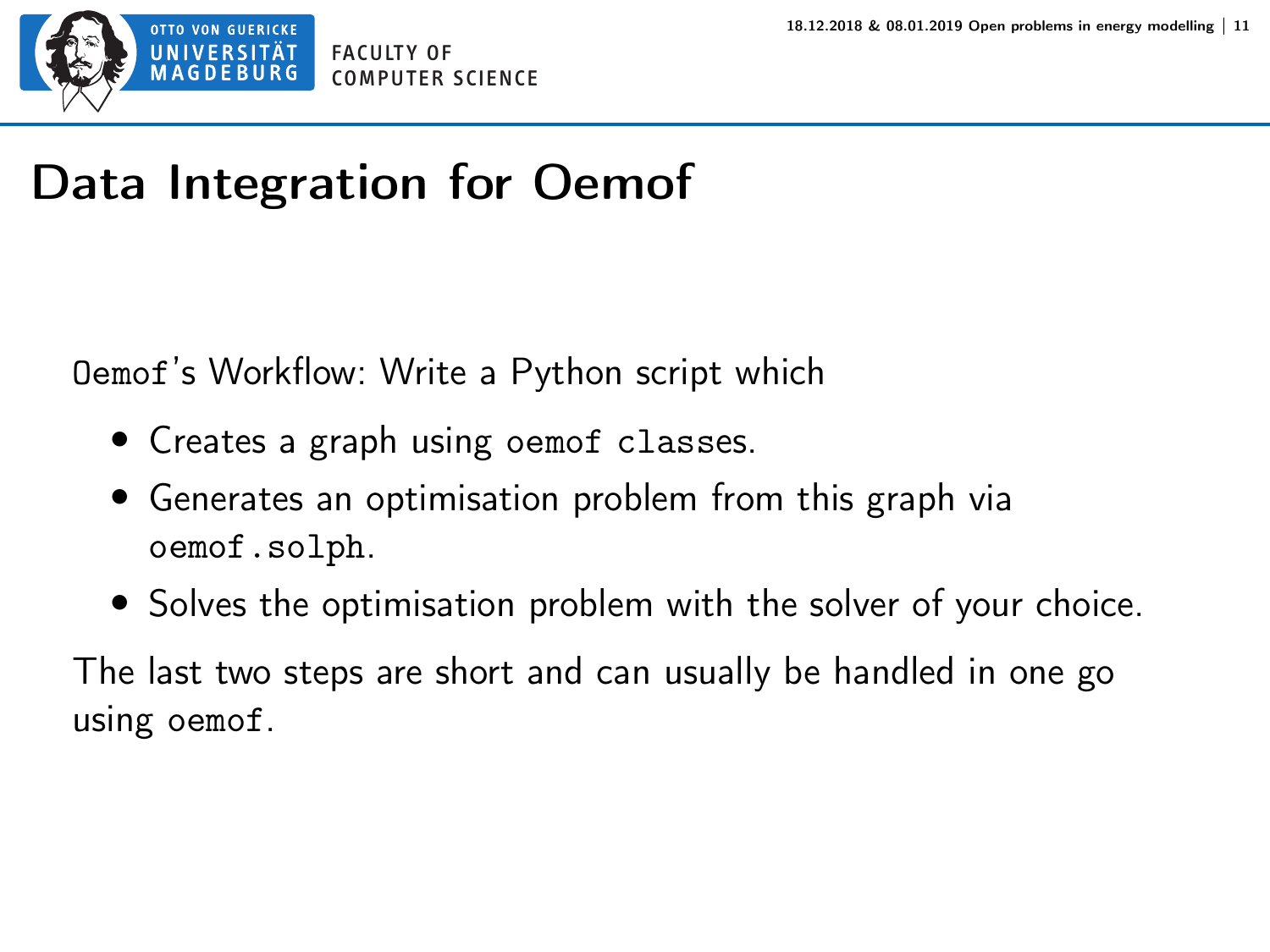# Data Integration for Oemof

`Oemof`'s Workflow: Write a Python script which

- Creates a graph using `oemof classes`.
- Generates an optimisation problem from this graph via `oemof.solph`.
- Solves the optimisation problem with the solver of your choice.

The last two steps are short and can usually be handled in one go using `oemof`.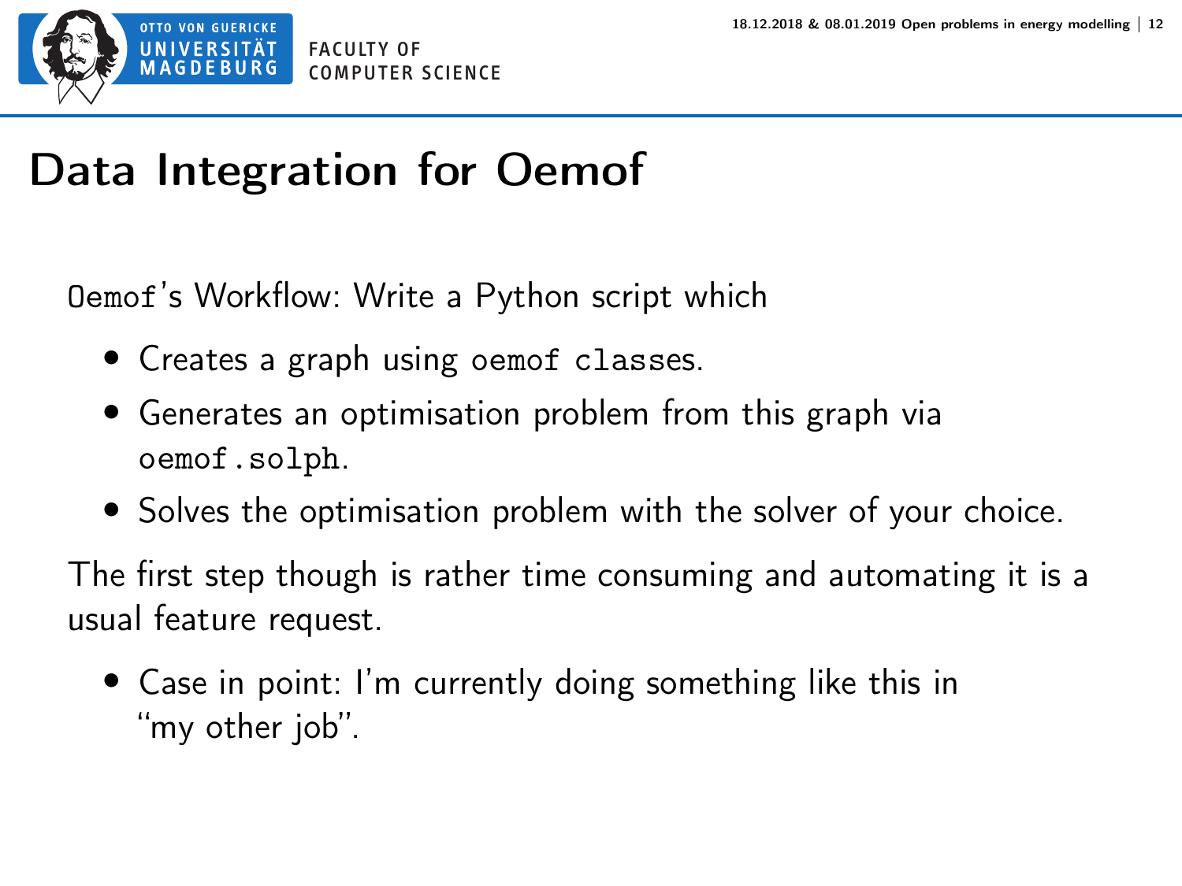# Data Integration for Oemof

`Oemof`'s Workflow: Write a Python script which

- Creates a graph using `oemof classes`.
- Generates an optimisation problem from this graph via `oemof.solph`.
- Solves the optimisation problem with the solver of your choice.

The first step though is rather time consuming and automating it is a usual feature request.

- Case in point: I'm currently doing something like this in "my other job".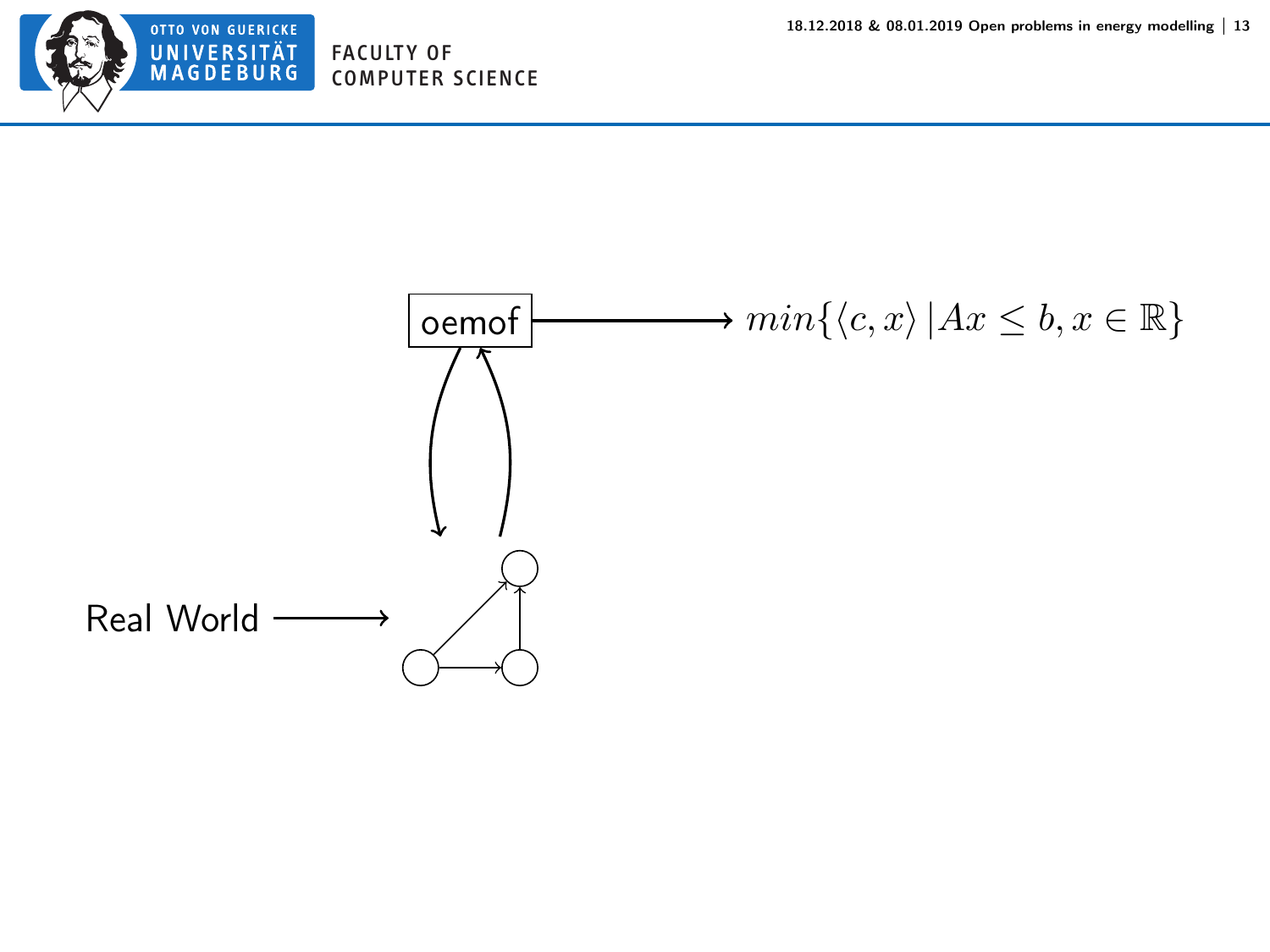oemof

$$min\{\langle c, x\rangle \,|Ax \leq b, x \in \mathbb{R}\}$$

Real World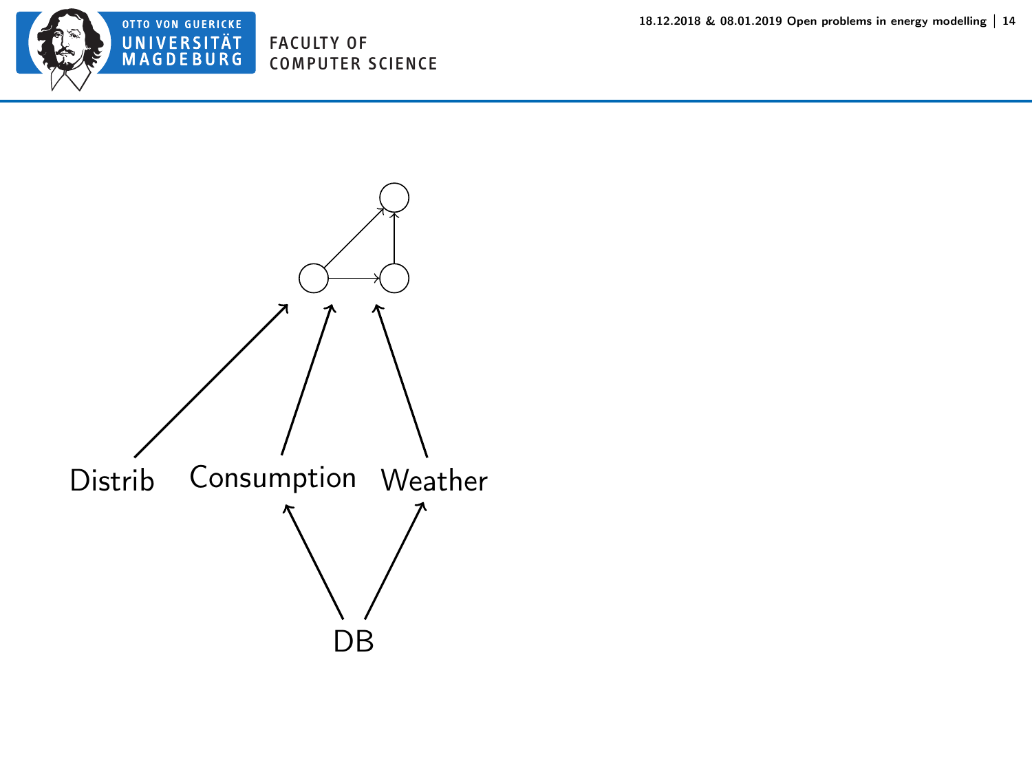Distrib

Consumption

Weather

DB